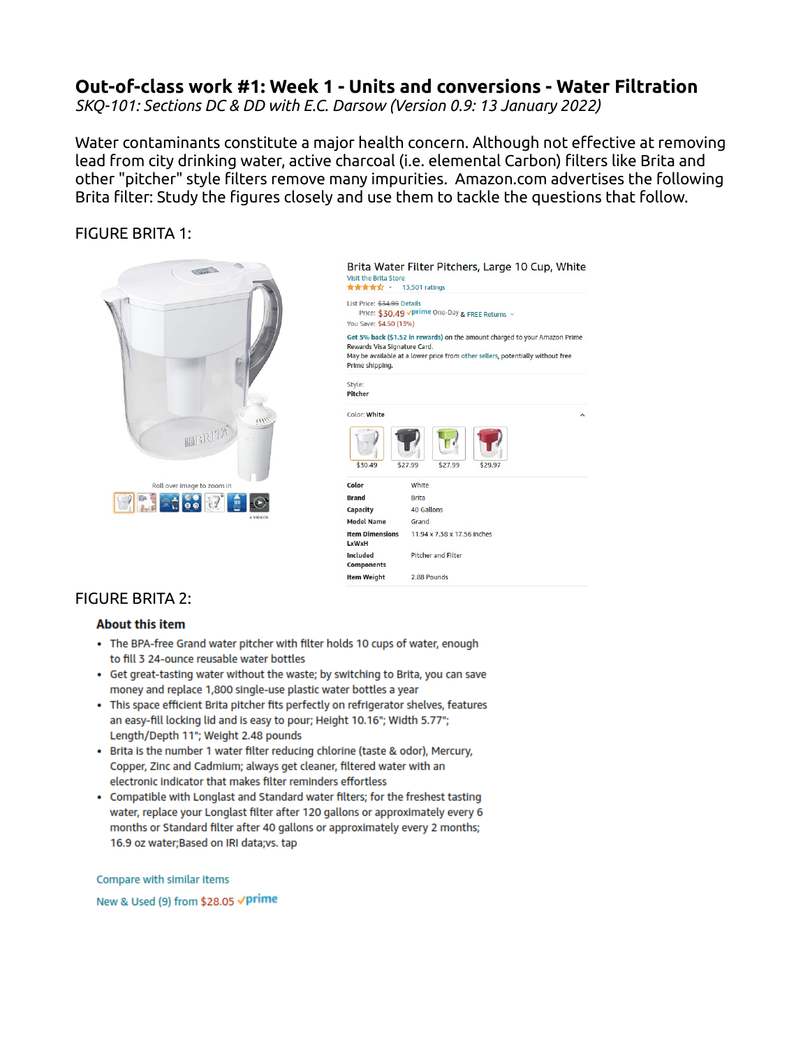# Out-of-class work #1: Week 1 - Units and conversions - Water Filtration

*SKQ-101: Sections DC & DD with E.C. Darsow (Version 0.9: 13 January 2022)*

Water contaminants constitute a major health concern. Although not effective at removing lead from city drinking water, active charcoal (i.e. elemental Carbon) filters like Brita and other "pitcher" style filters remove many impurities. Amazon.com advertises the following Brita filter: Study the figures closely and use them to tackle the questions that follow.

FIGURE BRITA 1:

Brita Water Filter Pitchers, Large 10 Cup, White

Visit the Brita Store

13,501 ratings

List Price: ~~$34.99~~ Details

Price: $30.49 prime One-Day & FREE Returns

You Save: $4.50 (13%)

Get 5% back ($1.52 in rewards) on the amount charged to your Amazon Prime Rewards Visa Signature Card.

May be available at a lower price from other sellers, potentially without free Prime shipping.

Style: Pitcher

Color: White

$30.49 $27.99 $27.99 $29.97

| | |
|---|---|
| Color | White |
| Brand | Brita |
| Capacity | 40 Gallons |
| Model Name | Grand |
| Item Dimensions LxWxH | 11.94 x 7.38 x 17.56 Inches |
| Included Components | Pitcher and Filter |
| Item Weight | 2.88 Pounds |

Roll over image to zoom in

4 VIDEOS

FIGURE BRITA 2:

**About this item**

- The BPA-free Grand water pitcher with filter holds 10 cups of water, enough to fill 3 24-ounce reusable water bottles
- Get great-tasting water without the waste; by switching to Brita, you can save money and replace 1,800 single-use plastic water bottles a year
- This space efficient Brita pitcher fits perfectly on refrigerator shelves, features an easy-fill locking lid and is easy to pour; Height 10.16"; Width 5.77"; Length/Depth 11"; Weight 2.48 pounds
- Brita is the number 1 water filter reducing chlorine (taste & odor), Mercury, Copper, Zinc and Cadmium; always get cleaner, filtered water with an electronic indicator that makes filter reminders effortless
- Compatible with Longlast and Standard water filters; for the freshest tasting water, replace your Longlast filter after 120 gallons or approximately every 6 months or Standard filter after 40 gallons or approximately every 2 months; 16.9 oz water;Based on IRI data;vs. tap

Compare with similar items

New & Used (9) from $28.05 prime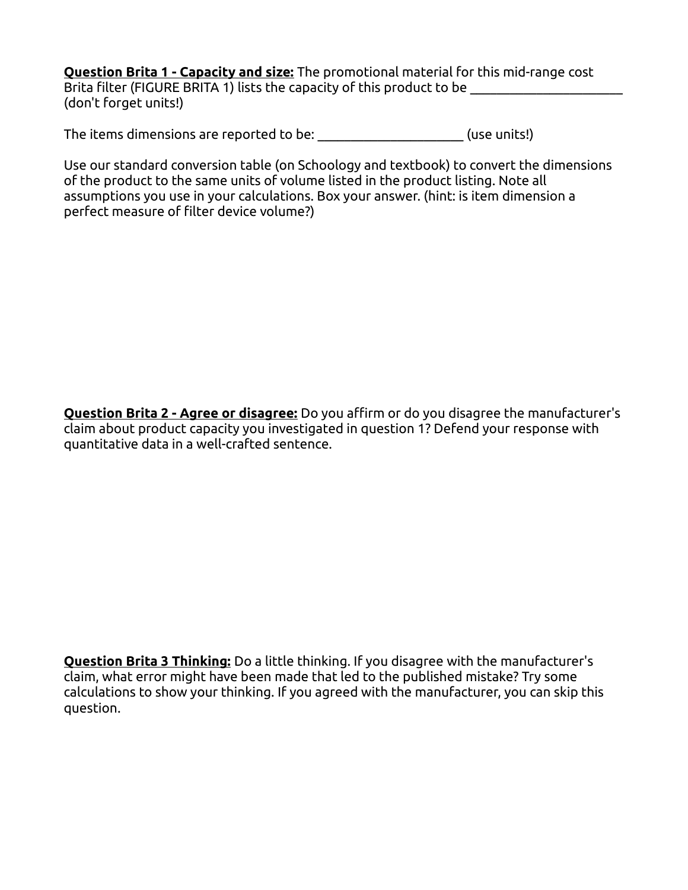**<u>Question Brita 1 - Capacity and size:</u>** The promotional material for this mid-range cost Brita filter (FIGURE BRITA 1) lists the capacity of this product to be ______________________ (don't forget units!)

The items dimensions are reported to be: _____________________ (use units!)

Use our standard conversion table (on Schoology and textbook) to convert the dimensions of the product to the same units of volume listed in the product listing. Note all assumptions you use in your calculations. Box your answer. (hint: is item dimension a perfect measure of filter device volume?)

**<u>Question Brita 2 - Agree or disagree:</u>** Do you affirm or do you disagree the manufacturer's claim about product capacity you investigated in question 1? Defend your response with quantitative data in a well-crafted sentence.

**<u>Question Brita 3 Thinking:</u>** Do a little thinking. If you disagree with the manufacturer's claim, what error might have been made that led to the published mistake? Try some calculations to show your thinking. If you agreed with the manufacturer, you can skip this question.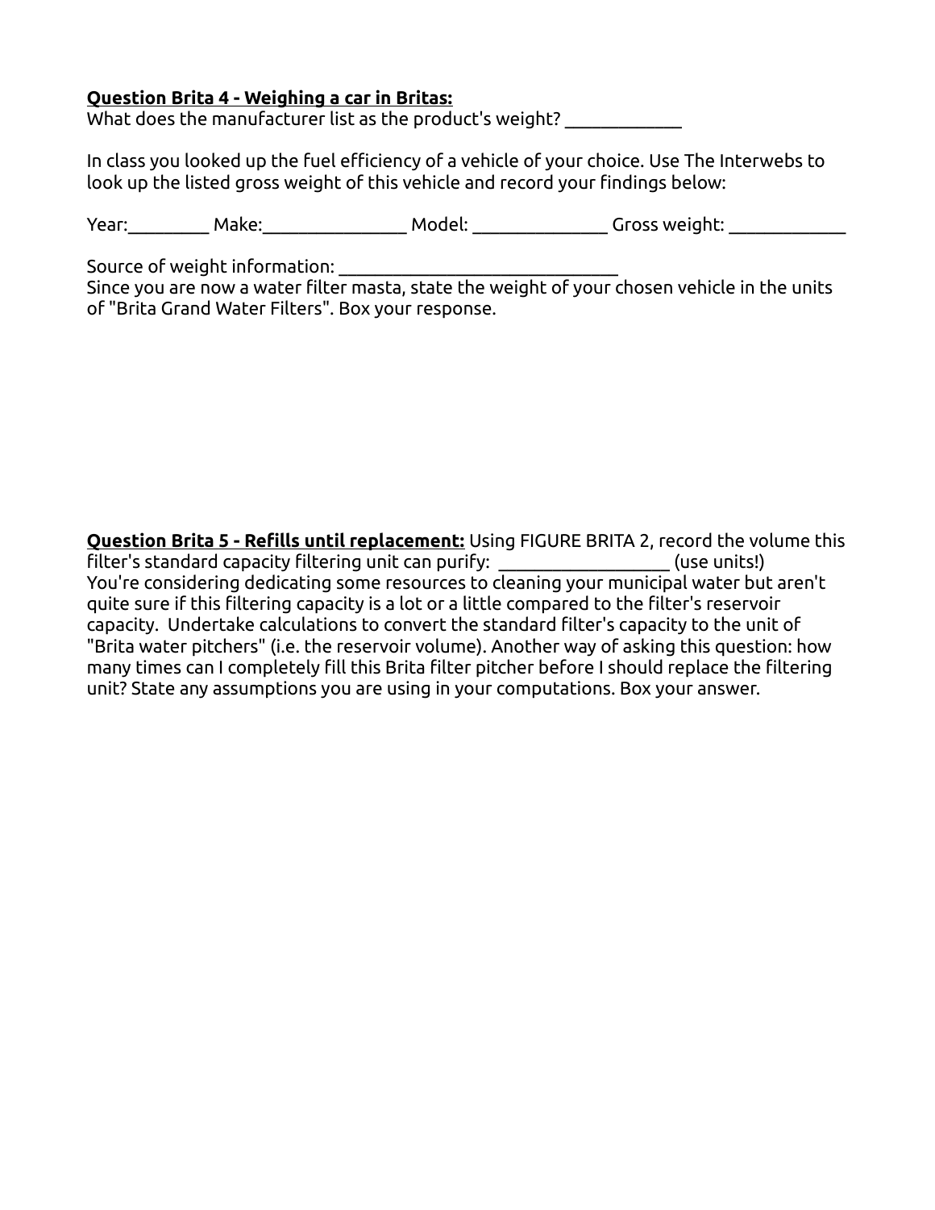**<u>Question Brita 4 - Weighing a car in Britas:</u>**
What does the manufacturer list as the product's weight? ____________

In class you looked up the fuel efficiency of a vehicle of your choice. Use The Interwebs to look up the listed gross weight of this vehicle and record your findings below:

Year:________ Make:_______________ Model: ______________ Gross weight: ____________

Source of weight information: ______________________________
Since you are now a water filter masta, state the weight of your chosen vehicle in the units of "Brita Grand Water Filters". Box your response.

**<u>Question Brita 5 - Refills until replacement:</u>** Using FIGURE BRITA 2, record the volume this filter's standard capacity filtering unit can purify: __________________ (use units!)
You're considering dedicating some resources to cleaning your municipal water but aren't quite sure if this filtering capacity is a lot or a little compared to the filter's reservoir capacity. Undertake calculations to convert the standard filter's capacity to the unit of "Brita water pitchers" (i.e. the reservoir volume). Another way of asking this question: how many times can I completely fill this Brita filter pitcher before I should replace the filtering unit? State any assumptions you are using in your computations. Box your answer.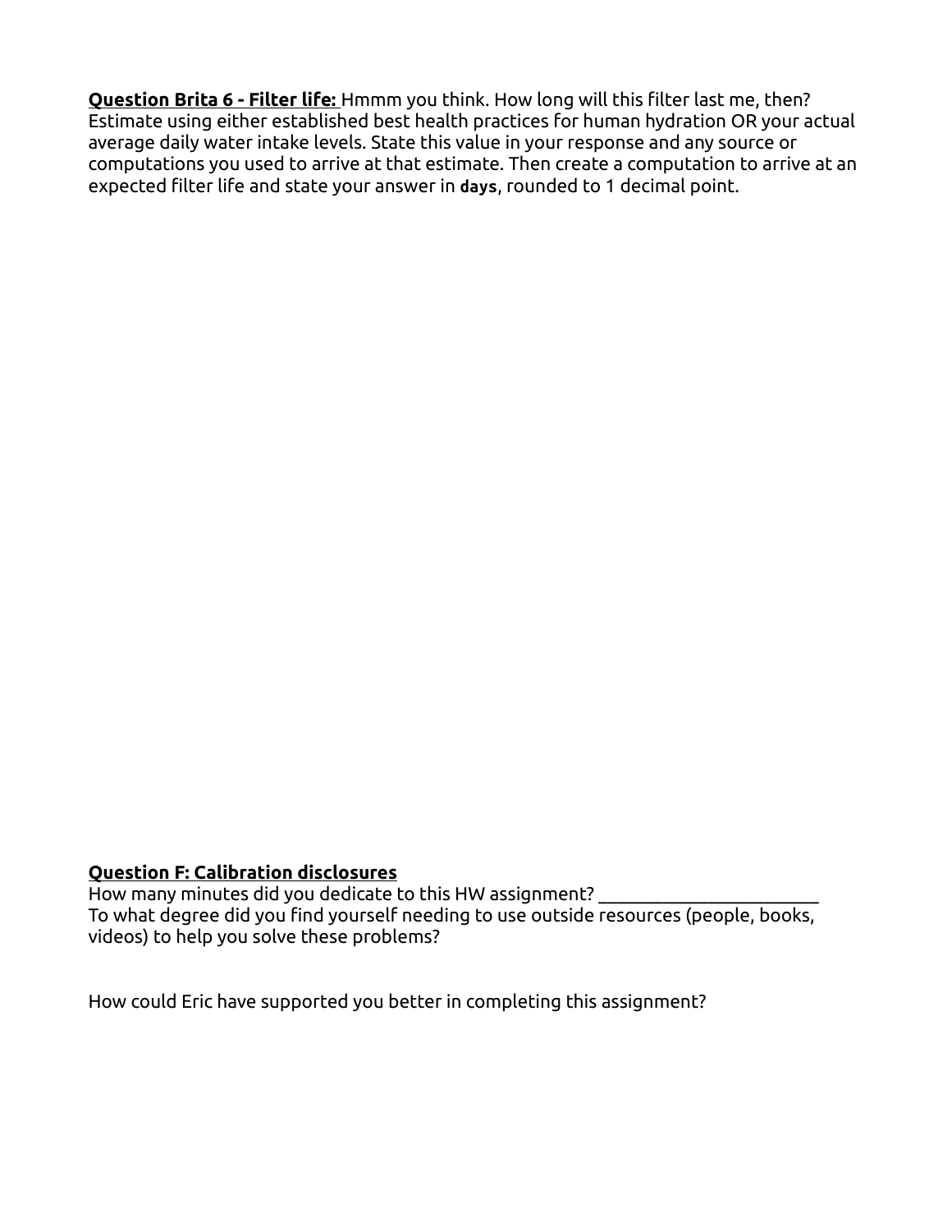**<u>Question Brita 6 - Filter life:</u>** Hmmm you think. How long will this filter last me, then? Estimate using either established best health practices for human hydration OR your actual average daily water intake levels. State this value in your response and any source or computations you used to arrive at that estimate. Then create a computation to arrive at an expected filter life and state your answer in **days**, rounded to 1 decimal point.

**<u>Question F: Calibration disclosures</u>**

How many minutes did you dedicate to this HW assignment? ________________________

To what degree did you find yourself needing to use outside resources (people, books, videos) to help you solve these problems?

How could Eric have supported you better in completing this assignment?